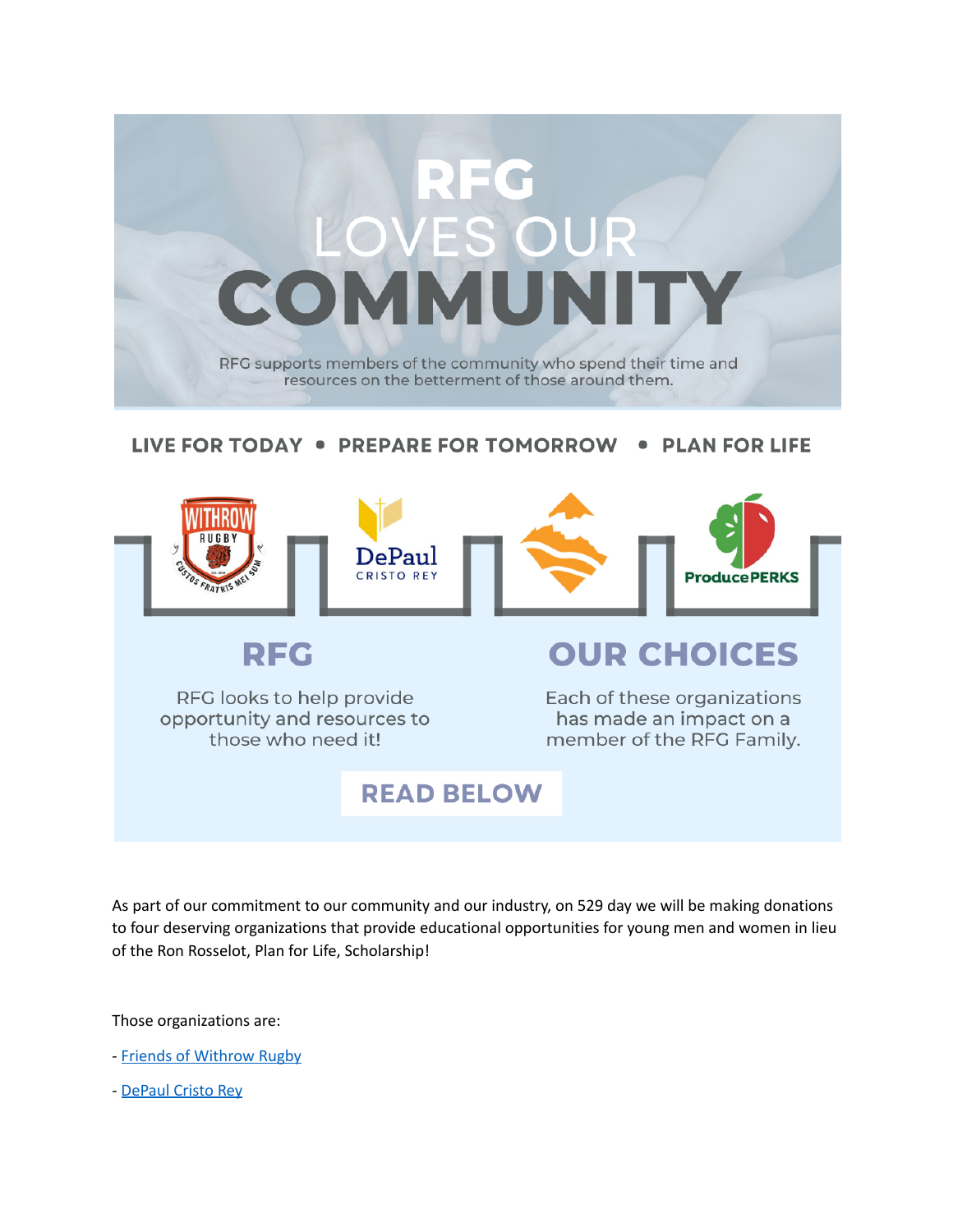# RFG LOVES OUR COMMUNITY

RFG supports members of the community who spend their time and resources on the betterment of those around them.

**LIVE FOR TODAY • PREPARE FOR TOMORROW • PLAN FOR LIFE**

WITHROW RUGBY

DePaul CRISTO REY

ProducePERKS

## RFG

RFG looks to help provide opportunity and resources to those who need it!

## OUR CHOICES

Each of these organizations has made an impact on a member of the RFG Family.

**READ BELOW**

As part of our commitment to our community and our industry, on 529 day we will be making donations to four deserving organizations that provide educational opportunities for young men and women in lieu of the Ron Rosselot, Plan for Life, Scholarship!

Those organizations are:

- Friends of Withrow Rugby
- DePaul Cristo Rey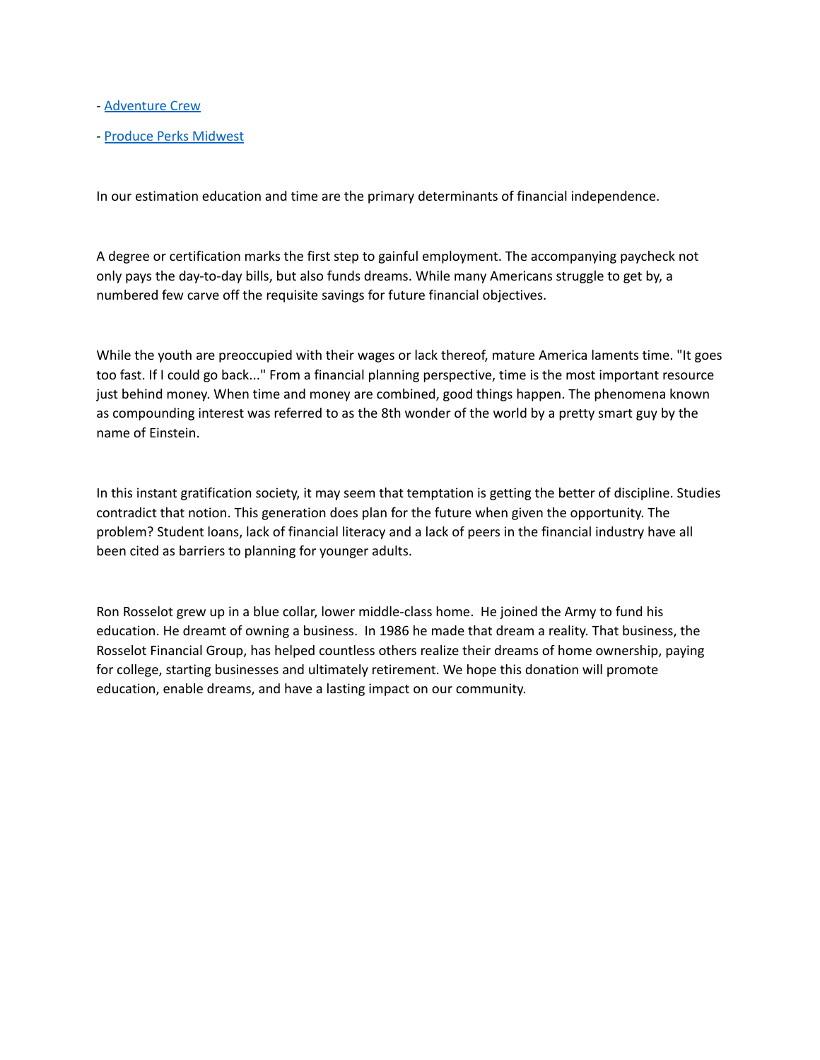- Adventure Crew

- Produce Perks Midwest

In our estimation education and time are the primary determinants of financial independence.

A degree or certification marks the first step to gainful employment. The accompanying paycheck not only pays the day-to-day bills, but also funds dreams. While many Americans struggle to get by, a numbered few carve off the requisite savings for future financial objectives.

While the youth are preoccupied with their wages or lack thereof, mature America laments time. "It goes too fast. If I could go back..." From a financial planning perspective, time is the most important resource just behind money. When time and money are combined, good things happen. The phenomena known as compounding interest was referred to as the 8th wonder of the world by a pretty smart guy by the name of Einstein.

In this instant gratification society, it may seem that temptation is getting the better of discipline. Studies contradict that notion. This generation does plan for the future when given the opportunity. The problem? Student loans, lack of financial literacy and a lack of peers in the financial industry have all been cited as barriers to planning for younger adults.

Ron Rosselot grew up in a blue collar, lower middle-class home. He joined the Army to fund his education. He dreamt of owning a business. In 1986 he made that dream a reality. That business, the Rosselot Financial Group, has helped countless others realize their dreams of home ownership, paying for college, starting businesses and ultimately retirement. We hope this donation will promote education, enable dreams, and have a lasting impact on our community.